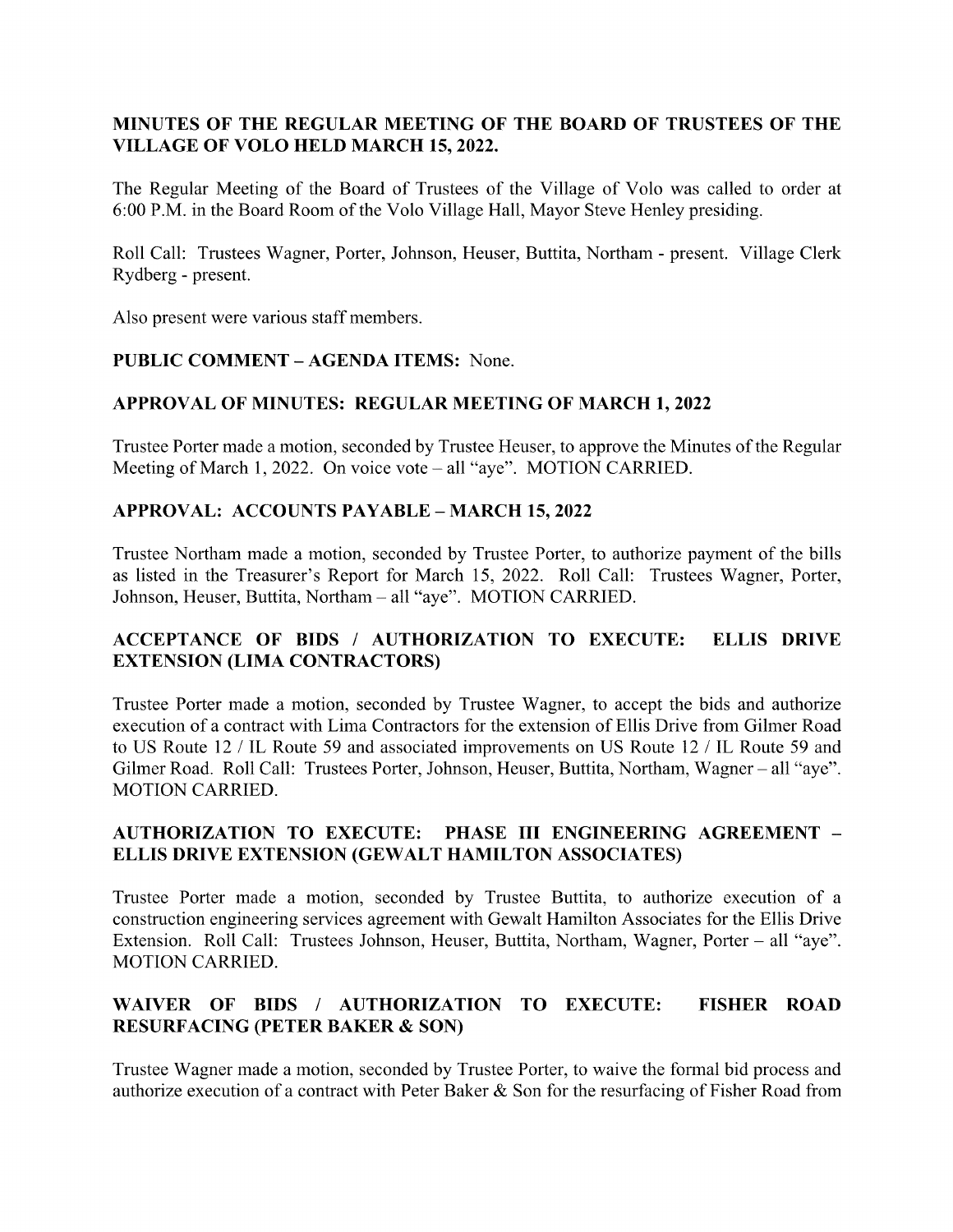**MINUTES OF THE REGULAR MEETING OF THE BOARD OF TRUSTEES OF THE VILLAGE OF VOLO HELD MARCH 15, 2022.**

The Regular Meeting of the Board of Trustees of the Village of Volo was called to order at 6:00 P.M. in the Board Room of the Volo Village Hall, Mayor Steve Henley presiding.

Roll Call: Trustees Wagner, Porter, Johnson, Heuser, Buttita, Northam - present. Village Clerk Rydberg - present.

Also present were various staff members.

**PUBLIC COMMENT – AGENDA ITEMS:** None.

**APPROVAL OF MINUTES: REGULAR MEETING OF MARCH 1, 2022**

Trustee Porter made a motion, seconded by Trustee Heuser, to approve the Minutes of the Regular Meeting of March 1, 2022. On voice vote – all "aye". MOTION CARRIED.

**APPROVAL: ACCOUNTS PAYABLE – MARCH 15, 2022**

Trustee Northam made a motion, seconded by Trustee Porter, to authorize payment of the bills as listed in the Treasurer's Report for March 15, 2022. Roll Call: Trustees Wagner, Porter, Johnson, Heuser, Buttita, Northam – all "aye". MOTION CARRIED.

**ACCEPTANCE OF BIDS / AUTHORIZATION TO EXECUTE: ELLIS DRIVE EXTENSION (LIMA CONTRACTORS)**

Trustee Porter made a motion, seconded by Trustee Wagner, to accept the bids and authorize execution of a contract with Lima Contractors for the extension of Ellis Drive from Gilmer Road to US Route 12 / IL Route 59 and associated improvements on US Route 12 / IL Route 59 and Gilmer Road. Roll Call: Trustees Porter, Johnson, Heuser, Buttita, Northam, Wagner – all "aye". MOTION CARRIED.

**AUTHORIZATION TO EXECUTE: PHASE III ENGINEERING AGREEMENT – ELLIS DRIVE EXTENSION (GEWALT HAMILTON ASSOCIATES)**

Trustee Porter made a motion, seconded by Trustee Buttita, to authorize execution of a construction engineering services agreement with Gewalt Hamilton Associates for the Ellis Drive Extension. Roll Call: Trustees Johnson, Heuser, Buttita, Northam, Wagner, Porter – all "aye". MOTION CARRIED.

**WAIVER OF BIDS / AUTHORIZATION TO EXECUTE: FISHER ROAD RESURFACING (PETER BAKER & SON)**

Trustee Wagner made a motion, seconded by Trustee Porter, to waive the formal bid process and authorize execution of a contract with Peter Baker & Son for the resurfacing of Fisher Road from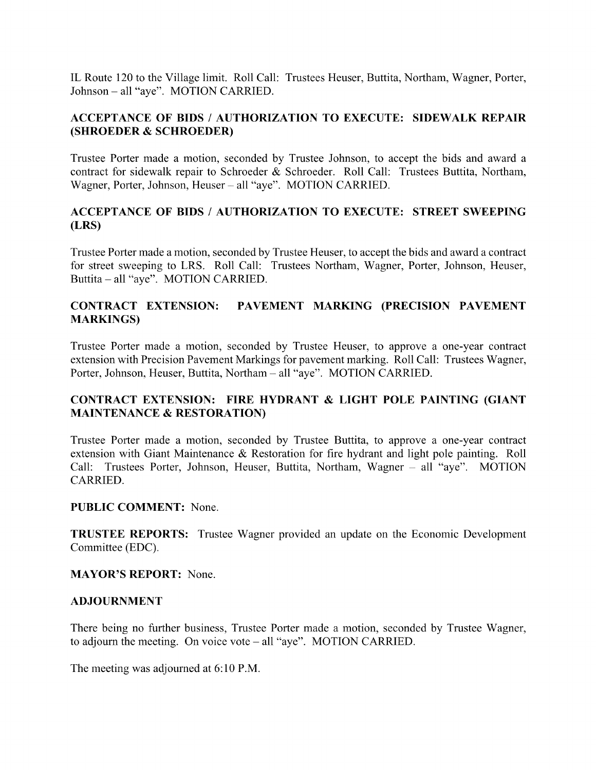IL Route 120 to the Village limit. Roll Call: Trustees Heuser, Buttita, Northam, Wagner, Porter, Johnson – all "aye". MOTION CARRIED.

**ACCEPTANCE OF BIDS / AUTHORIZATION TO EXECUTE: SIDEWALK REPAIR (SHROEDER & SCHROEDER)**

Trustee Porter made a motion, seconded by Trustee Johnson, to accept the bids and award a contract for sidewalk repair to Schroeder & Schroeder. Roll Call: Trustees Buttita, Northam, Wagner, Porter, Johnson, Heuser – all "aye". MOTION CARRIED.

**ACCEPTANCE OF BIDS / AUTHORIZATION TO EXECUTE: STREET SWEEPING (LRS)**

Trustee Porter made a motion, seconded by Trustee Heuser, to accept the bids and award a contract for street sweeping to LRS. Roll Call: Trustees Northam, Wagner, Porter, Johnson, Heuser, Buttita – all "aye". MOTION CARRIED.

**CONTRACT EXTENSION: PAVEMENT MARKING (PRECISION PAVEMENT MARKINGS)**

Trustee Porter made a motion, seconded by Trustee Heuser, to approve a one-year contract extension with Precision Pavement Markings for pavement marking. Roll Call: Trustees Wagner, Porter, Johnson, Heuser, Buttita, Northam – all "aye". MOTION CARRIED.

**CONTRACT EXTENSION: FIRE HYDRANT & LIGHT POLE PAINTING (GIANT MAINTENANCE & RESTORATION)**

Trustee Porter made a motion, seconded by Trustee Buttita, to approve a one-year contract extension with Giant Maintenance & Restoration for fire hydrant and light pole painting. Roll Call: Trustees Porter, Johnson, Heuser, Buttita, Northam, Wagner – all "aye". MOTION CARRIED.

**PUBLIC COMMENT:** None.

**TRUSTEE REPORTS:** Trustee Wagner provided an update on the Economic Development Committee (EDC).

**MAYOR'S REPORT:** None.

**ADJOURNMENT**

There being no further business, Trustee Porter made a motion, seconded by Trustee Wagner, to adjourn the meeting. On voice vote – all "aye". MOTION CARRIED.

The meeting was adjourned at 6:10 P.M.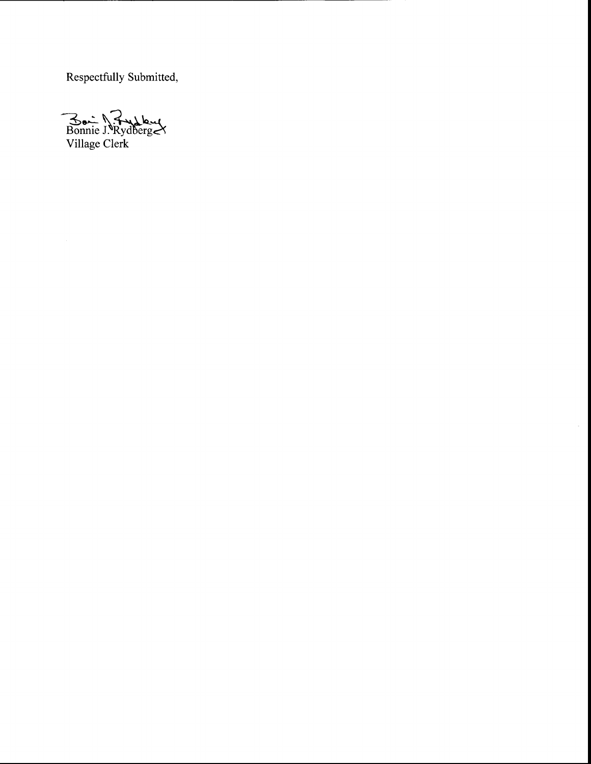Respectfully Submitted,

Bonnie J. Rydberg
Village Clerk